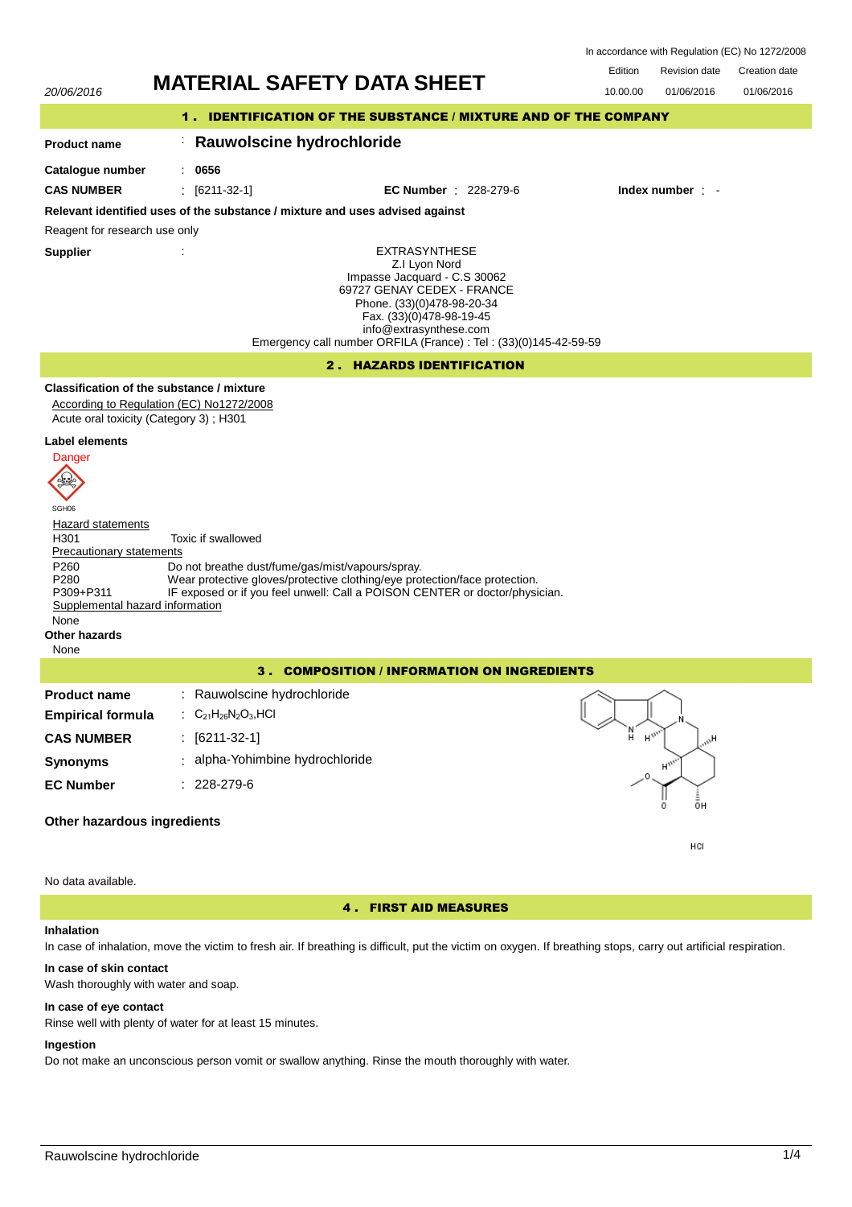In accordance with Regulation (EC) No 1272/2008

20/06/2016

# MATERIAL SAFETY DATA SHEET

| Edition | Revision date | Creation date |
|---|---|---|
| 10.00.00 | 01/06/2016 | 01/06/2016 |

## 1 . IDENTIFICATION OF THE SUBSTANCE / MIXTURE AND OF THE COMPANY

**Product name** : **Rauwolscine hydrochloride**

**Catalogue number** : **0656**

**CAS NUMBER** : [6211-32-1] **EC Number** : 228-279-6 **Index number** : -

**Relevant identified uses of the substance / mixture and uses advised against**

Reagent for research use only

**Supplier** :

EXTRASYNTHESE
Z.I Lyon Nord
Impasse Jacquard - C.S 30062
69727 GENAY CEDEX - FRANCE
Phone. (33)(0)478-98-20-34
Fax. (33)(0)478-98-19-45
info@extrasynthese.com
Emergency call number ORFILA (France) : Tel : (33)(0)145-42-59-59

## 2 . HAZARDS IDENTIFICATION

**Classification of the substance / mixture**

According to Regulation (EC) No1272/2008

Acute oral toxicity (Category 3) ; H301

**Label elements**

Danger

SGH06

Hazard statements

H301 Toxic if swallowed

Precautionary statements

P260 Do not breathe dust/fume/gas/mist/vapours/spray.

P280 Wear protective gloves/protective clothing/eye protection/face protection.

P309+P311 IF exposed or if you feel unwell: Call a POISON CENTER or doctor/physician.

Supplemental hazard information

None

**Other hazards**

None

## 3 . COMPOSITION / INFORMATION ON INGREDIENTS

**Product name** : Rauwolscine hydrochloride

**Empirical formula** : $C_{21}H_{26}N_2O_3$,HCl

**CAS NUMBER** : [6211-32-1]

**Synonyms** : alpha-Yohimbine hydrochloride

**EC Number** : 228-279-6

**Other hazardous ingredients**

No data available.

## 4 . FIRST AID MEASURES

**Inhalation**

In case of inhalation, move the victim to fresh air. If breathing is difficult, put the victim on oxygen. If breathing stops, carry out artificial respiration.

**In case of skin contact**

Wash thoroughly with water and soap.

**In case of eye contact**

Rinse well with plenty of water for at least 15 minutes.

**Ingestion**

Do not make an unconscious person vomit or swallow anything. Rinse the mouth thoroughly with water.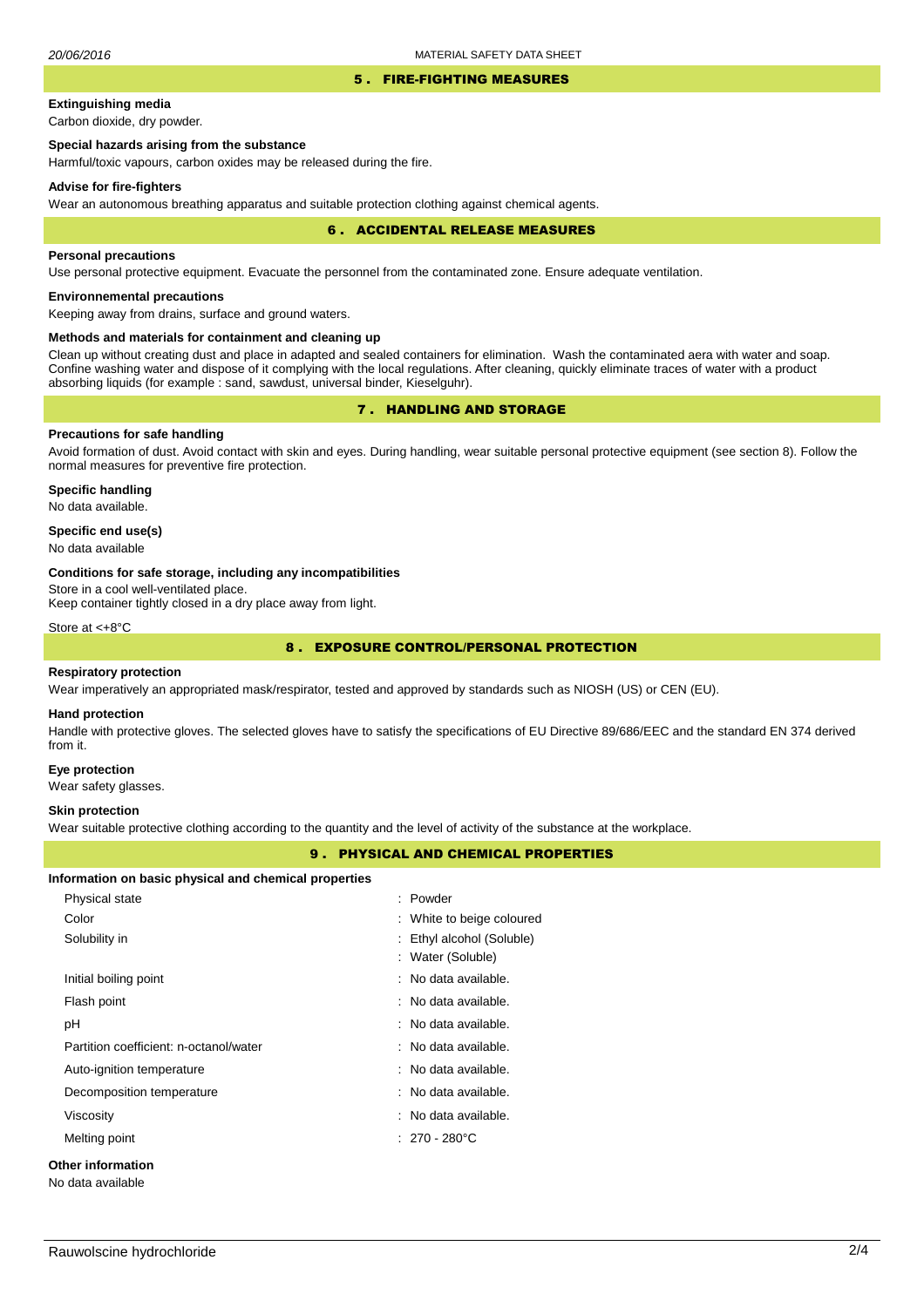## 5 . FIRE-FIGHTING MEASURES

**Extinguishing media**

Carbon dioxide, dry powder.

**Special hazards arising from the substance**

Harmful/toxic vapours, carbon oxides may be released during the fire.

**Advise for fire-fighters**

Wear an autonomous breathing apparatus and suitable protection clothing against chemical agents.

## 6 . ACCIDENTAL RELEASE MEASURES

**Personal precautions**

Use personal protective equipment. Evacuate the personnel from the contaminated zone. Ensure adequate ventilation.

**Environnemental precautions**

Keeping away from drains, surface and ground waters.

**Methods and materials for containment and cleaning up**

Clean up without creating dust and place in adapted and sealed containers for elimination. Wash the contaminated aera with water and soap. Confine washing water and dispose of it complying with the local regulations. After cleaning, quickly eliminate traces of water with a product absorbing liquids (for example : sand, sawdust, universal binder, Kieselguhr).

## 7 . HANDLING AND STORAGE

**Precautions for safe handling**

Avoid formation of dust. Avoid contact with skin and eyes. During handling, wear suitable personal protective equipment (see section 8). Follow the normal measures for preventive fire protection.

**Specific handling**

No data available.

**Specific end use(s)**

No data available

**Conditions for safe storage, including any incompatibilities**

Store in a cool well-ventilated place.
Keep container tightly closed in a dry place away from light.

Store at <+8°C

## 8 . EXPOSURE CONTROL/PERSONAL PROTECTION

**Respiratory protection**

Wear imperatively an appropriated mask/respirator, tested and approved by standards such as NIOSH (US) or CEN (EU).

**Hand protection**

Handle with protective gloves. The selected gloves have to satisfy the specifications of EU Directive 89/686/EEC and the standard EN 374 derived from it.

**Eye protection**

Wear safety glasses.

**Skin protection**

Wear suitable protective clothing according to the quantity and the level of activity of the substance at the workplace.

## 9 . PHYSICAL AND CHEMICAL PROPERTIES

**Information on basic physical and chemical properties**

| | |
|---|---|
| Physical state | : Powder |
| Color | : White to beige coloured |
| Solubility in | : Ethyl alcohol (Soluble) |
| | : Water (Soluble) |
| Initial boiling point | : No data available. |
| Flash point | : No data available. |
| pH | : No data available. |
| Partition coefficient: n-octanol/water | : No data available. |
| Auto-ignition temperature | : No data available. |
| Decomposition temperature | : No data available. |
| Viscosity | : No data available. |
| Melting point | : 270 - 280°C |

**Other information**

No data available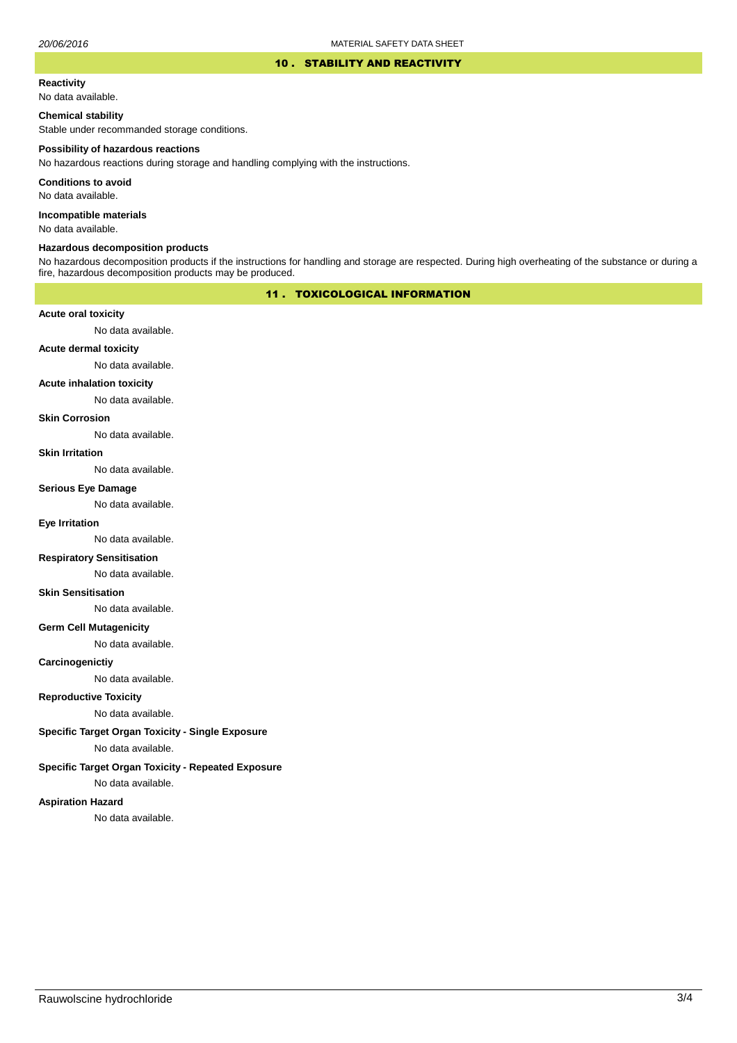## 10 . STABILITY AND REACTIVITY

**Reactivity**

No data available.

**Chemical stability**

Stable under recommanded storage conditions.

**Possibility of hazardous reactions**

No hazardous reactions during storage and handling complying with the instructions.

**Conditions to avoid**

No data available.

**Incompatible materials**

No data available.

**Hazardous decomposition products**

No hazardous decomposition products if the instructions for handling and storage are respected. During high overheating of the substance or during a fire, hazardous decomposition products may be produced.

## 11 . TOXICOLOGICAL INFORMATION

**Acute oral toxicity**

No data available.

**Acute dermal toxicity**

No data available.

**Acute inhalation toxicity**

No data available.

**Skin Corrosion**

No data available.

**Skin Irritation**

No data available.

**Serious Eye Damage**

No data available.

**Eye Irritation**

No data available.

**Respiratory Sensitisation**

No data available.

**Skin Sensitisation**

No data available.

**Germ Cell Mutagenicity**

No data available.

**Carcinogenictiy**

No data available.

**Reproductive Toxicity**

No data available.

**Specific Target Organ Toxicity - Single Exposure**

No data available.

**Specific Target Organ Toxicity - Repeated Exposure**

No data available.

**Aspiration Hazard**

No data available.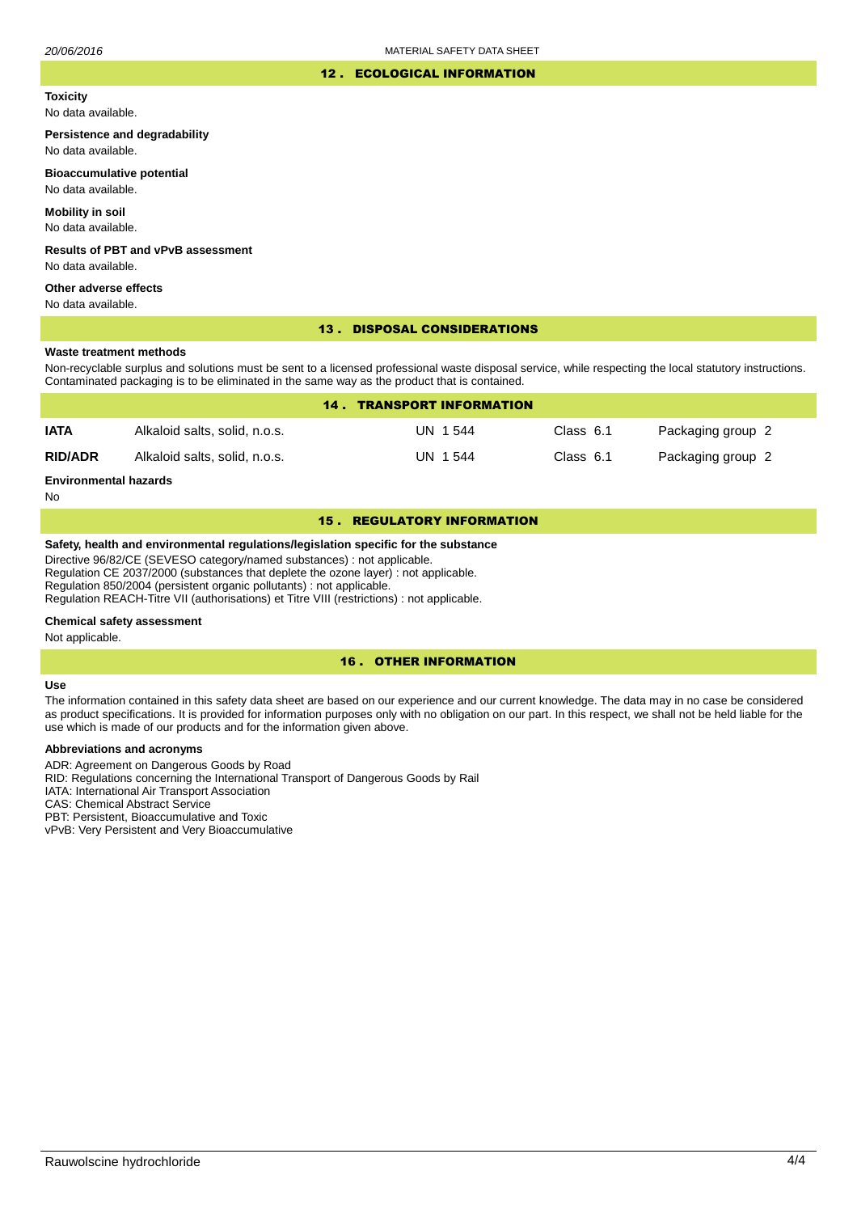## 12 . ECOLOGICAL INFORMATION

**Toxicity**

No data available.

**Persistence and degradability**

No data available.

**Bioaccumulative potential**

No data available.

**Mobility in soil**

No data available.

**Results of PBT and vPvB assessment**

No data available.

**Other adverse effects**

No data available.

## 13 . DISPOSAL CONSIDERATIONS

**Waste treatment methods**

Non-recyclable surplus and solutions must be sent to a licensed professional waste disposal service, while respecting the local statutory instructions. Contaminated packaging is to be eliminated in the same way as the product that is contained.

## 14 . TRANSPORT INFORMATION

| | | | | |
|---|---|---|---|---|
| **IATA** | Alkaloid salts, solid, n.o.s. | UN 1 544 | Class 6.1 | Packaging group 2 |
| **RID/ADR** | Alkaloid salts, solid, n.o.s. | UN 1 544 | Class 6.1 | Packaging group 2 |

**Environmental hazards**

No

## 15 . REGULATORY INFORMATION

**Safety, health and environmental regulations/legislation specific for the substance**

Directive 96/82/CE (SEVESO category/named substances) : not applicable.
Regulation CE 2037/2000 (substances that deplete the ozone layer) : not applicable.
Regulation 850/2004 (persistent organic pollutants) : not applicable.
Regulation REACH-Titre VII (authorisations) et Titre VIII (restrictions) : not applicable.

**Chemical safety assessment**

Not applicable.

## 16 . OTHER INFORMATION

**Use**

The information contained in this safety data sheet are based on our experience and our current knowledge. The data may in no case be considered as product specifications. It is provided for information purposes only with no obligation on our part. In this respect, we shall not be held liable for the use which is made of our products and for the information given above.

**Abbreviations and acronyms**

ADR: Agreement on Dangerous Goods by Road
RID: Regulations concerning the International Transport of Dangerous Goods by Rail
IATA: International Air Transport Association
CAS: Chemical Abstract Service
PBT: Persistent, Bioaccumulative and Toxic
vPvB: Very Persistent and Very Bioaccumulative